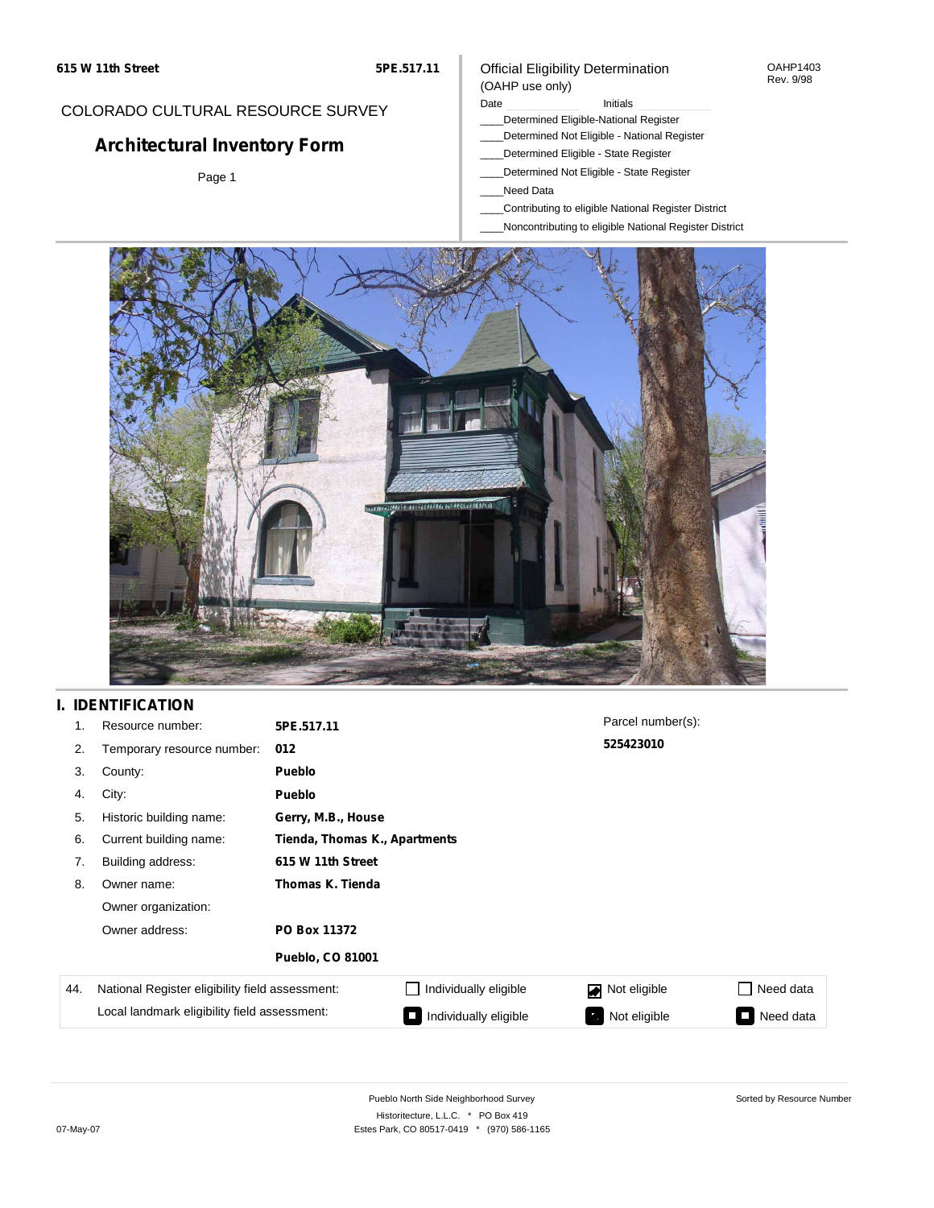615 W 11th Street

5PE.517.11

COLORADO CULTURAL RESOURCE SURVEY

# Architectural Inventory Form

Page 1

Official Eligibility Determination
(OAHP use only)

OAHP1403
Rev. 9/98

Date ____________ Initials ____________

____Determined Eligible-National Register
____Determined Not Eligible - National Register
____Determined Eligible - State Register
____Determined Not Eligible - State Register
____Need Data
____Contributing to eligible National Register District
____Noncontributing to eligible National Register District

## I. IDENTIFICATION

| | | |
|---|---|---|
| 1. | Resource number: | **5PE.517.11** |
| 2. | Temporary resource number: | **012** |
| 3. | County: | **Pueblo** |
| 4. | City: | **Pueblo** |
| 5. | Historic building name: | **Gerry, M.B., House** |
| 6. | Current building name: | **Tienda, Thomas K., Apartments** |
| 7. | Building address: | **615 W 11th Street** |
| 8. | Owner name: | **Thomas K. Tienda** |
| | Owner organization: | |
| | Owner address: | **PO Box 11372** |
| | | **Pueblo, CO 81001** |

Parcel number(s):
**525423010**

| 44. | | | | |
|---|---|---|---|---|
| National Register eligibility field assessment: | ☐ Individually eligible | ☑ Not eligible | ☐ Need data |
| Local landmark eligibility field assessment: | ■ Individually eligible | ■ Not eligible | ■ Need data |

Pueblo North Side Neighborhood Survey
Historitecture, L.L.C. * PO Box 419
Estes Park, CO 80517-0419 * (970) 586-1165

Sorted by Resource Number

07-May-07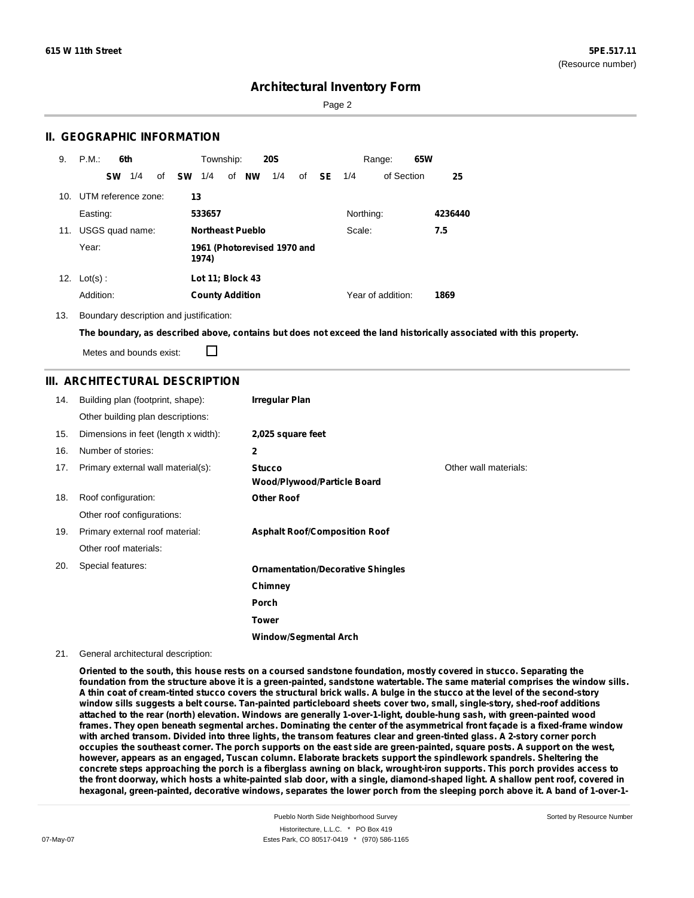615 W 11th Street

5PE.517.11
(Resource number)

# Architectural Inventory Form

## II. GEOGRAPHIC INFORMATION

9. P.M.: **6th** Township: **20S** Range: **65W**
   **SW** 1/4 of **SW** 1/4 of **NW** 1/4 of **SE** 1/4 of Section **25**

10. UTM reference zone: **13**
    Easting: **533657** Northing: **4236440**

11. USGS quad name: **Northeast Pueblo** Scale: **7.5**
    Year: **1961 (Photorevised 1970 and 1974)**

12. Lot(s) : **Lot 11; Block 43**
    Addition: **County Addition** Year of addition: **1869**

13. Boundary description and justification:
    **The boundary, as described above, contains but does not exceed the land historically associated with this property.**
    Metes and bounds exist: ☐

## III. ARCHITECTURAL DESCRIPTION

14. Building plan (footprint, shape): **Irregular Plan**
    Other building plan descriptions:
15. Dimensions in feet (length x width): **2,025 square feet**
16. Number of stories: **2**
17. Primary external wall material(s): **Stucco**, **Wood/Plywood/Particle Board**
    Other wall materials:
18. Roof configuration: **Other Roof**
    Other roof configurations:
19. Primary external roof material: **Asphalt Roof/Composition Roof**
    Other roof materials:
20. Special features:
    **Ornamentation/Decorative Shingles**
    **Chimney**
    **Porch**
    **Tower**
    **Window/Segmental Arch**

21. General architectural description:

**Oriented to the south, this house rests on a coursed sandstone foundation, mostly covered in stucco. Separating the foundation from the structure above it is a green-painted, sandstone watertable. The same material comprises the window sills. A thin coat of cream-tinted stucco covers the structural brick walls. A bulge in the stucco at the level of the second-story window sills suggests a belt course. Tan-painted particleboard sheets cover two, small, single-story, shed-roof additions attached to the rear (north) elevation. Windows are generally 1-over-1-light, double-hung sash, with green-painted wood frames. They open beneath segmental arches. Dominating the center of the asymmetrical front façade is a fixed-frame window with arched transom. Divided into three lights, the transom features clear and green-tinted glass. A 2-story corner porch occupies the southeast corner. The porch supports on the east side are green-painted, square posts. A support on the west, however, appears as an engaged, Tuscan column. Elaborate brackets support the spindlework spandrels. Sheltering the concrete steps approaching the porch is a fiberglass awning on black, wrought-iron supports. This porch provides access to the front doorway, which hosts a white-painted slab door, with a single, diamond-shaped light. A shallow pent roof, covered in hexagonal, green-painted, decorative windows, separates the lower porch from the sleeping porch above it. A band of 1-over-1-**

Pueblo North Side Neighborhood Survey
Historitecture, L.L.C. * PO Box 419
Estes Park, CO 80517-0419 * (970) 586-1165

07-May-07

Sorted by Resource Number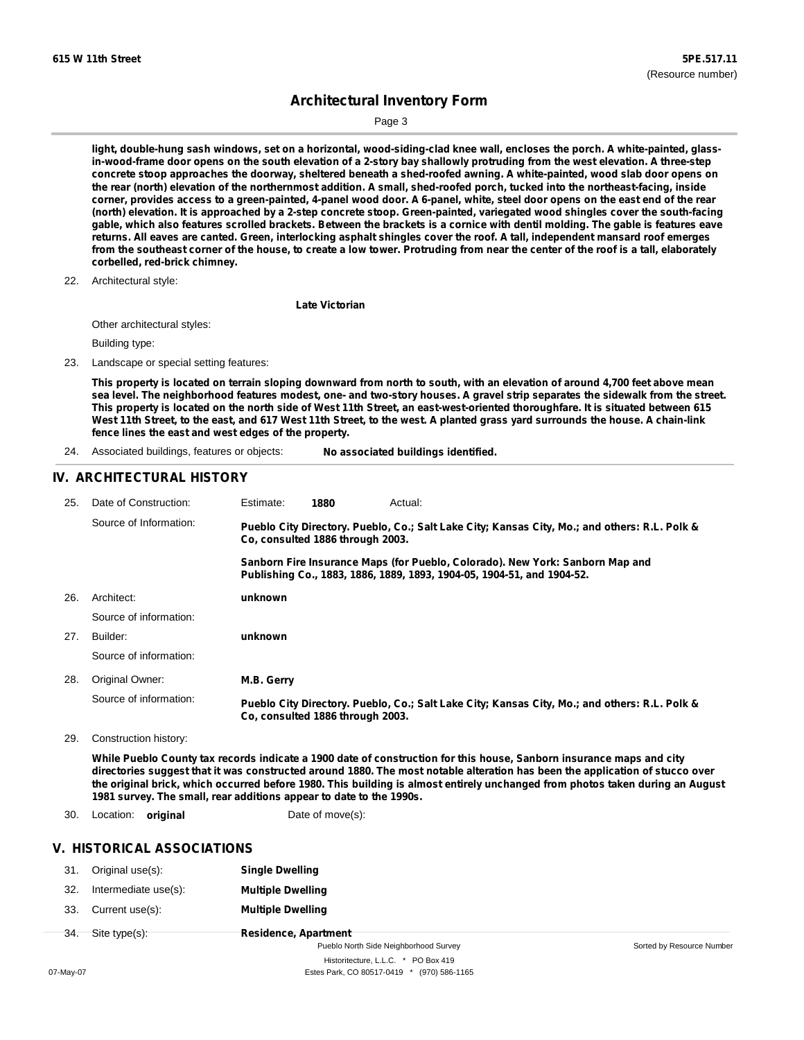**light, double-hung sash windows, set on a horizontal, wood-siding-clad knee wall, encloses the porch. A white-painted, glass-in-wood-frame door opens on the south elevation of a 2-story bay shallowly protruding from the west elevation. A three-step concrete stoop approaches the doorway, sheltered beneath a shed-roofed awning. A white-painted, wood slab door opens on the rear (north) elevation of the northernmost addition. A small, shed-roofed porch, tucked into the northeast-facing, inside corner, provides access to a green-painted, 4-panel wood door. A 6-panel, white, steel door opens on the east end of the rear (north) elevation. It is approached by a 2-step concrete stoop. Green-painted, variegated wood shingles cover the south-facing gable, which also features scrolled brackets. Between the brackets is a cornice with dentil molding. The gable is features eave returns. All eaves are canted. Green, interlocking asphalt shingles cover the roof. A tall, independent mansard roof emerges from the southeast corner of the house, to create a low tower. Protruding from near the center of the roof is a tall, elaborately corbelled, red-brick chimney.**

22. Architectural style:

    **Late Victorian**

    Other architectural styles:

    Building type:

23. Landscape or special setting features:

    **This property is located on terrain sloping downward from north to south, with an elevation of around 4,700 feet above mean sea level. The neighborhood features modest, one- and two-story houses. A gravel strip separates the sidewalk from the street. This property is located on the north side of West 11th Street, an east-west-oriented thoroughfare. It is situated between 615 West 11th Street, to the east, and 617 West 11th Street, to the west. A planted grass yard surrounds the house. A chain-link fence lines the east and west edges of the property.**

24. Associated buildings, features or objects: **No associated buildings identified.**

## IV. ARCHITECTURAL HISTORY

25. Date of Construction: Estimate: **1880** Actual:

    Source of Information: **Pueblo City Directory. Pueblo, Co.; Salt Lake City; Kansas City, Mo.; and others: R.L. Polk & Co, consulted 1886 through 2003.**

    **Sanborn Fire Insurance Maps (for Pueblo, Colorado). New York: Sanborn Map and Publishing Co., 1883, 1886, 1889, 1893, 1904-05, 1904-51, and 1904-52.**

26. Architect: **unknown**

    Source of information:

27. Builder: **unknown**

    Source of information:

28. Original Owner: **M.B. Gerry**

    Source of information: **Pueblo City Directory. Pueblo, Co.; Salt Lake City; Kansas City, Mo.; and others: R.L. Polk & Co, consulted 1886 through 2003.**

29. Construction history:

    **While Pueblo County tax records indicate a 1900 date of construction for this house, Sanborn insurance maps and city directories suggest that it was constructed around 1880. The most notable alteration has been the application of stucco over the original brick, which occurred before 1980. This building is almost entirely unchanged from photos taken during an August 1981 survey. The small, rear additions appear to date to the 1990s.**

30. Location: **original** Date of move(s):

## V. HISTORICAL ASSOCIATIONS

31. Original use(s): **Single Dwelling**
32. Intermediate use(s): **Multiple Dwelling**
33. Current use(s): **Multiple Dwelling**
34. Site type(s): **Residence, Apartment**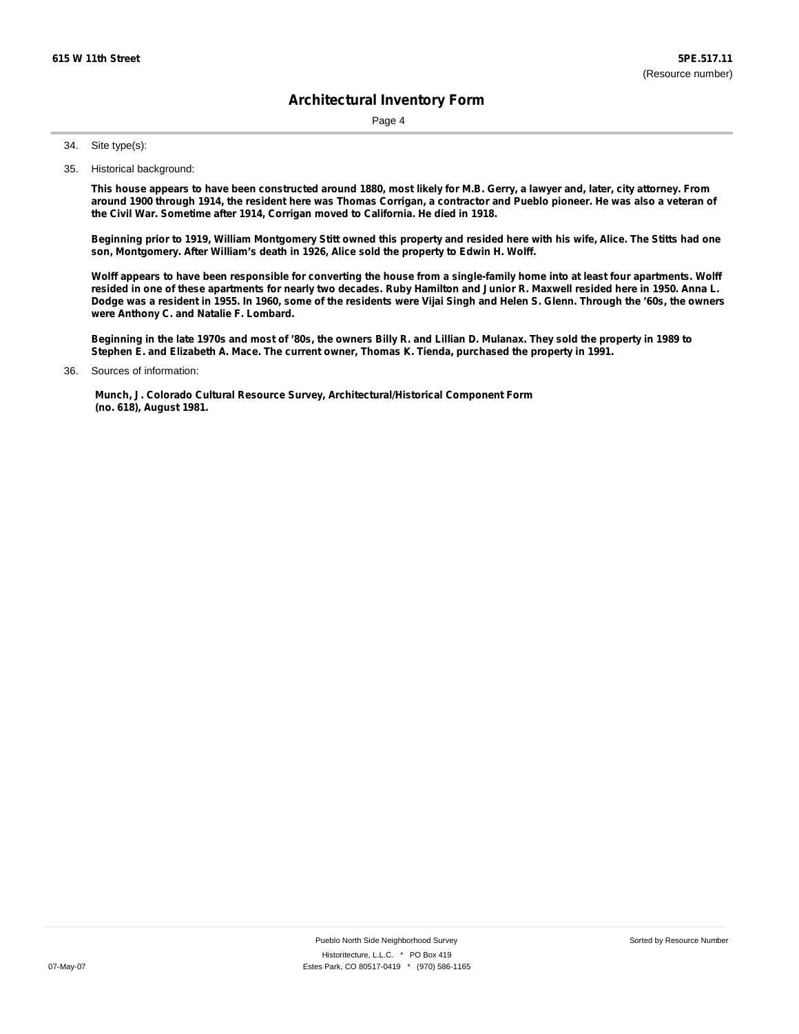34. Site type(s):

35. Historical background:

**This house appears to have been constructed around 1880, most likely for M.B. Gerry, a lawyer and, later, city attorney. From around 1900 through 1914, the resident here was Thomas Corrigan, a contractor and Pueblo pioneer. He was also a veteran of the Civil War. Sometime after 1914, Corrigan moved to California. He died in 1918.**

**Beginning prior to 1919, William Montgomery Stitt owned this property and resided here with his wife, Alice. The Stitts had one son, Montgomery. After William's death in 1926, Alice sold the property to Edwin H. Wolff.**

**Wolff appears to have been responsible for converting the house from a single-family home into at least four apartments. Wolff resided in one of these apartments for nearly two decades. Ruby Hamilton and Junior R. Maxwell resided here in 1950. Anna L. Dodge was a resident in 1955. In 1960, some of the residents were Vijai Singh and Helen S. Glenn. Through the '60s, the owners were Anthony C. and Natalie F. Lombard.**

**Beginning in the late 1970s and most of '80s, the owners Billy R. and Lillian D. Mulanax. They sold the property in 1989 to Stephen E. and Elizabeth A. Mace. The current owner, Thomas K. Tienda, purchased the property in 1991.**

36. Sources of information:

**Munch, J. Colorado Cultural Resource Survey, Architectural/Historical Component Form (no. 618), August 1981.**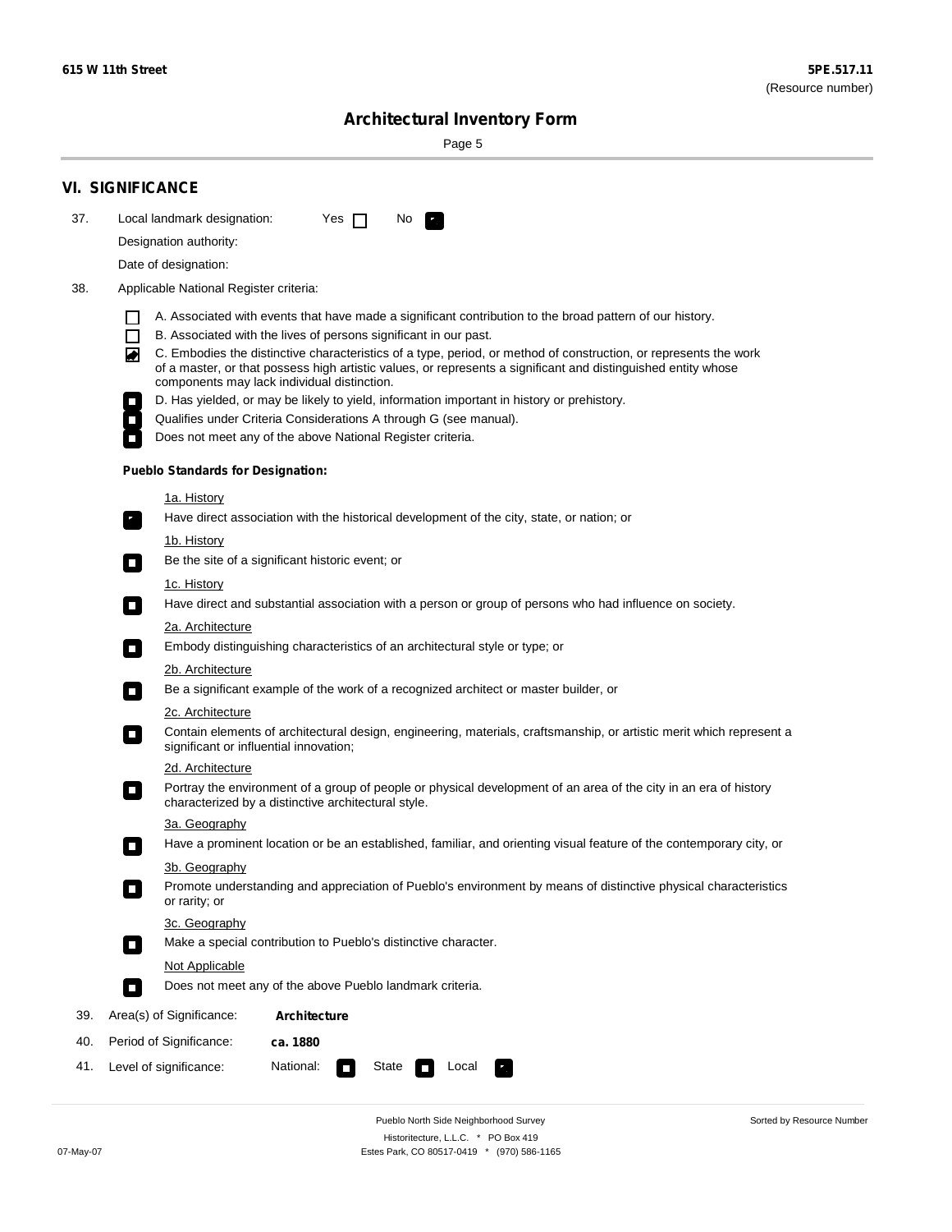615 W 11th Street

5PE.517.11
(Resource number)

# Architectural Inventory Form

## VI. SIGNIFICANCE

37. Local landmark designation: Yes ☐ No ☑

Designation authority:

Date of designation:

38. Applicable National Register criteria:

- ☐ A. Associated with events that have made a significant contribution to the broad pattern of our history.
- ☐ B. Associated with the lives of persons significant in our past.
- ☑ C. Embodies the distinctive characteristics of a type, period, or method of construction, or represents the work of a master, or that possess high artistic values, or represents a significant and distinguished entity whose components may lack individual distinction.
- ☐ D. Has yielded, or may be likely to yield, information important in history or prehistory.
- ☐ Qualifies under Criteria Considerations A through G (see manual).
- ☐ Does not meet any of the above National Register criteria.

**Pueblo Standards for Designation:**

1a. History
- ☑ Have direct association with the historical development of the city, state, or nation; or

1b. History
- ☐ Be the site of a significant historic event; or

1c. History
- ☐ Have direct and substantial association with a person or group of persons who had influence on society.

2a. Architecture
- ☐ Embody distinguishing characteristics of an architectural style or type; or

2b. Architecture
- ☐ Be a significant example of the work of a recognized architect or master builder, or

2c. Architecture
- ☐ Contain elements of architectural design, engineering, materials, craftsmanship, or artistic merit which represent a significant or influential innovation;

2d. Architecture
- ☐ Portray the environment of a group of people or physical development of an area of the city in an era of history characterized by a distinctive architectural style.

3a. Geography
- ☐ Have a prominent location or be an established, familiar, and orienting visual feature of the contemporary city, or

3b. Geography
- ☐ Promote understanding and appreciation of Pueblo's environment by means of distinctive physical characteristics or rarity; or

3c. Geography
- ☐ Make a special contribution to Pueblo's distinctive character.

Not Applicable
- ☐ Does not meet any of the above Pueblo landmark criteria.

39. Area(s) of Significance: **Architecture**

40. Period of Significance: **ca. 1880**

41. Level of significance: National: ☐ State ☐ Local ☑

Pueblo North Side Neighborhood Survey
Historitecture, L.L.C. * PO Box 419
Estes Park, CO 80517-0419 * (970) 586-1165

07-May-07

Sorted by Resource Number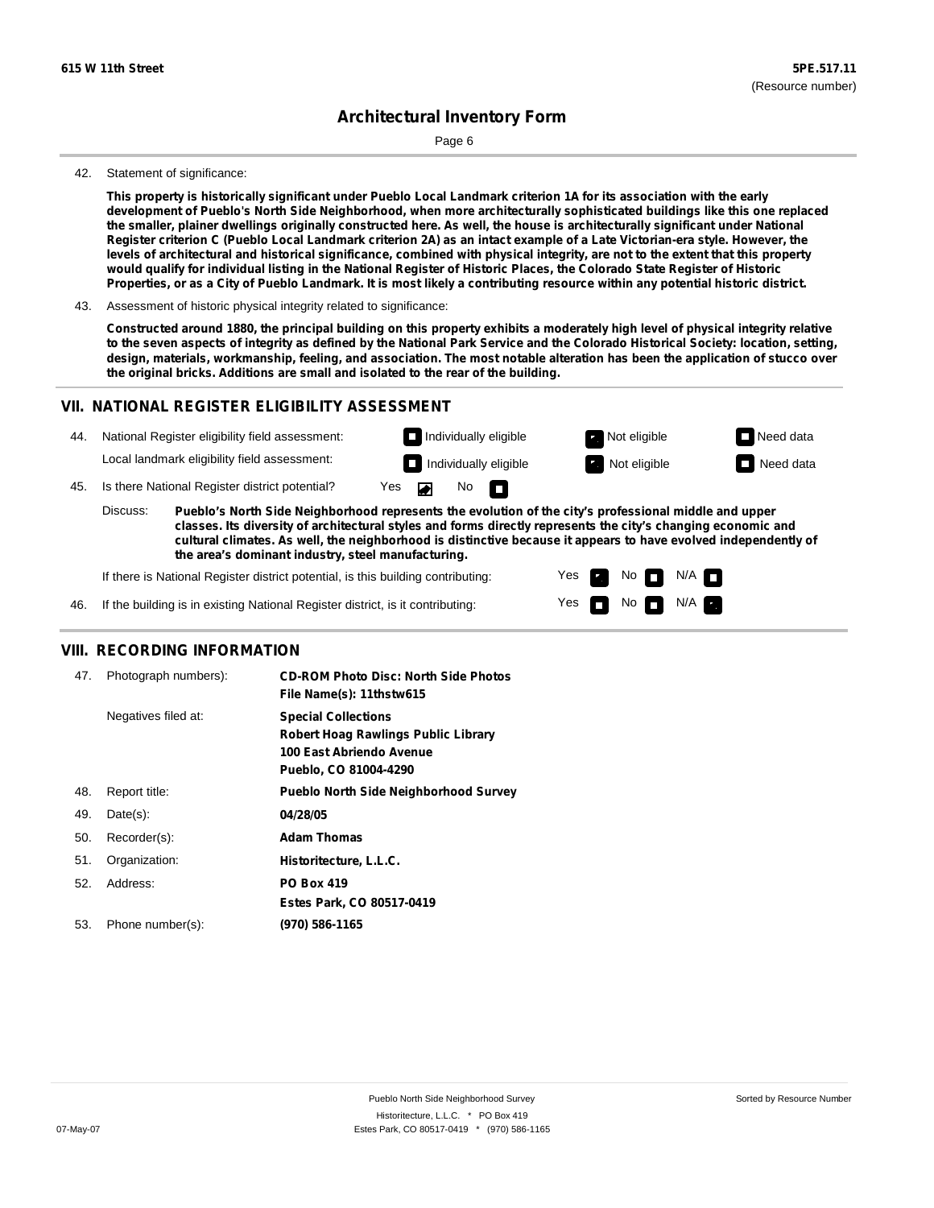**615 W 11th Street** **5PE.517.11**
(Resource number)

# Architectural Inventory Form

42. Statement of significance:

**This property is historically significant under Pueblo Local Landmark criterion 1A for its association with the early development of Pueblo's North Side Neighborhood, when more architecturally sophisticated buildings like this one replaced the smaller, plainer dwellings originally constructed here. As well, the house is architecturally significant under National Register criterion C (Pueblo Local Landmark criterion 2A) as an intact example of a Late Victorian-era style. However, the levels of architectural and historical significance, combined with physical integrity, are not to the extent that this property would qualify for individual listing in the National Register of Historic Places, the Colorado State Register of Historic Properties, or as a City of Pueblo Landmark. It is most likely a contributing resource within any potential historic district.**

43. Assessment of historic physical integrity related to significance:

**Constructed around 1880, the principal building on this property exhibits a moderately high level of physical integrity relative to the seven aspects of integrity as defined by the National Park Service and the Colorado Historical Society: location, setting, design, materials, workmanship, feeling, and association. The most notable alteration has been the application of stucco over the original bricks. Additions are small and isolated to the rear of the building.**

## VII. NATIONAL REGISTER ELIGIBILITY ASSESSMENT

44. National Register eligibility field assessment: ☐ Individually eligible ☑ Not eligible ☐ Need data
Local landmark eligibility field assessment: ☐ Individually eligible ☑ Not eligible ☐ Need data

45. Is there National Register district potential? Yes ☑ No ☐

Discuss: **Pueblo's North Side Neighborhood represents the evolution of the city's professional middle and upper classes. Its diversity of architectural styles and forms directly represents the city's changing economic and cultural climates. As well, the neighborhood is distinctive because it appears to have evolved independently of the area's dominant industry, steel manufacturing.**

If there is National Register district potential, is this building contributing: Yes ☑ No ☐ N/A ☐

46. If the building is in existing National Register district, is it contributing: Yes ☐ No ☐ N/A ☑

## VIII. RECORDING INFORMATION

47. Photograph numbers): **CD-ROM Photo Disc: North Side Photos**
**File Name(s): 11thstw615**

Negatives filed at: **Special Collections**
**Robert Hoag Rawlings Public Library**
**100 East Abriendo Avenue**
**Pueblo, CO 81004-4290**

48. Report title: **Pueblo North Side Neighborhood Survey**

49. Date(s): **04/28/05**

50. Recorder(s): **Adam Thomas**

51. Organization: **Historitecture, L.L.C.**

52. Address: **PO Box 419**
**Estes Park, CO 80517-0419**

53. Phone number(s): **(970) 586-1165**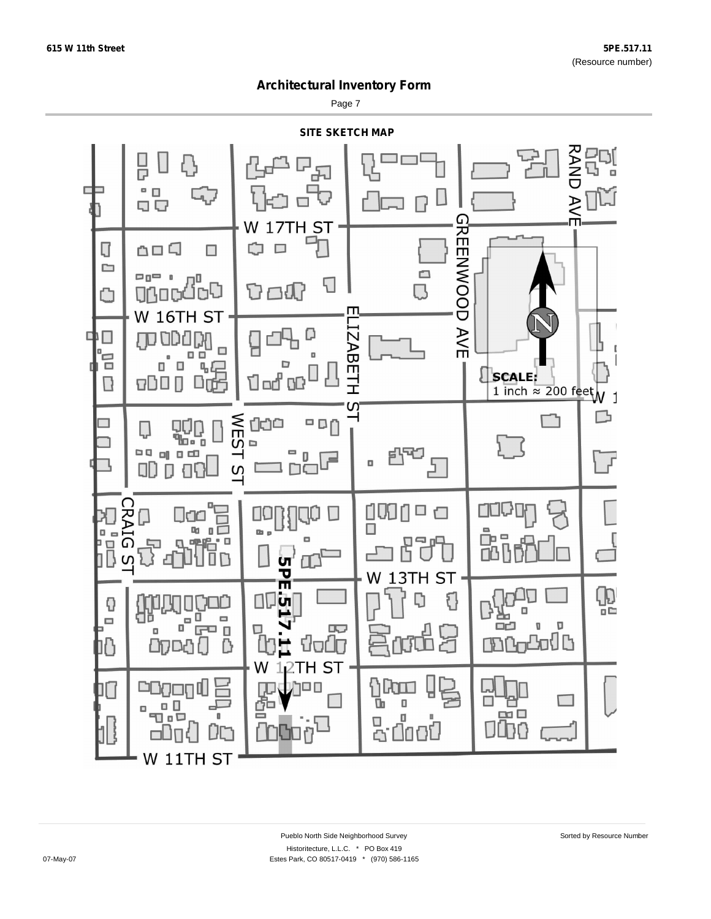615 W 11th Street

5PE.517.11
(Resource number)

# Architectural Inventory Form

## SITE SKETCH MAP

W 17TH ST

W 16TH ST

GREENWOOD AVE

RAND AVE

ELIZABETH ST

WEST ST

CRAIG ST

W 13TH ST

W 12TH ST

W 11TH ST

5PE.517.11

N

SCALE:
1 inch ≈ 200 feet

Pueblo North Side Neighborhood Survey

Historitecture, L.L.C. * PO Box 419
Estes Park, CO 80517-0419 * (970) 586-1165

07-May-07

Sorted by Resource Number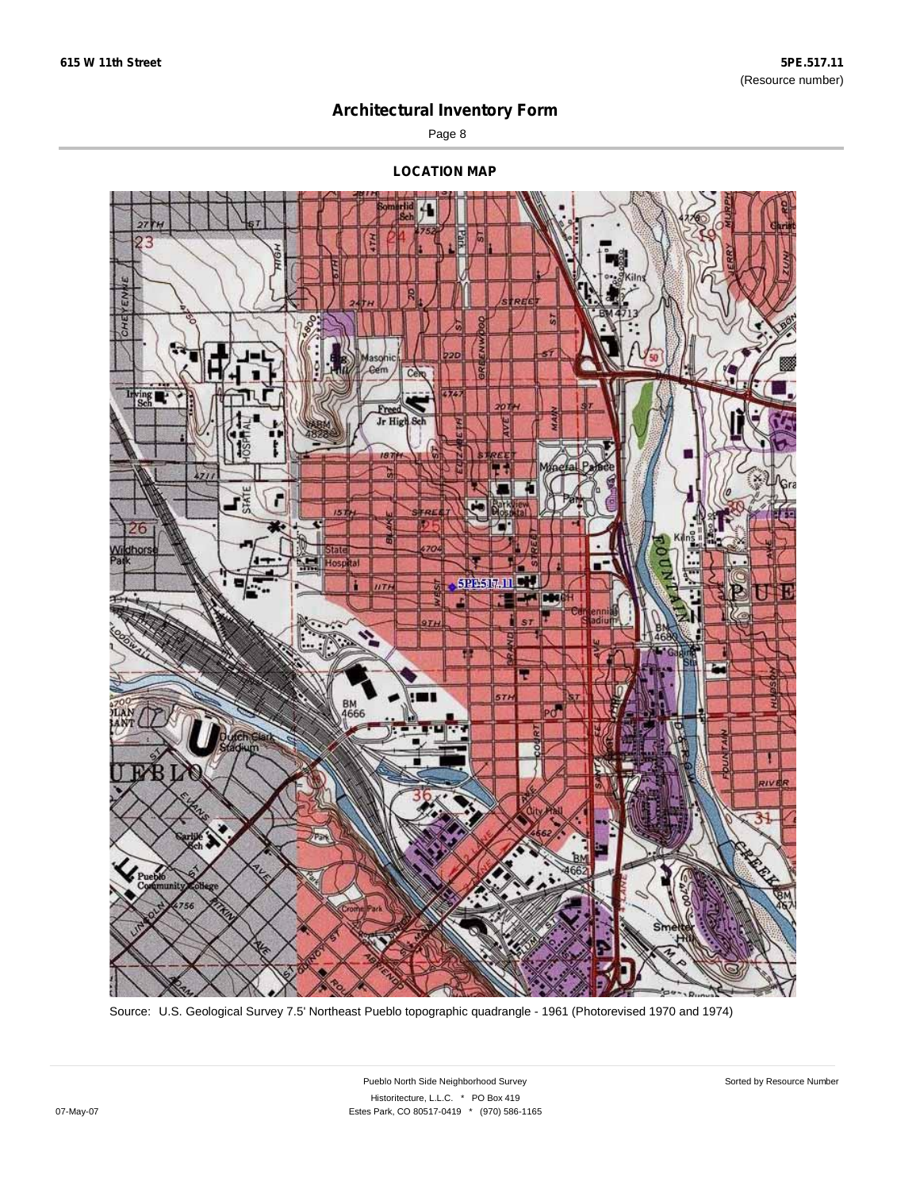# Architectural Inventory Form

## LOCATION MAP

Source: U.S. Geological Survey 7.5' Northeast Pueblo topographic quadrangle - 1961 (Photorevised 1970 and 1974)